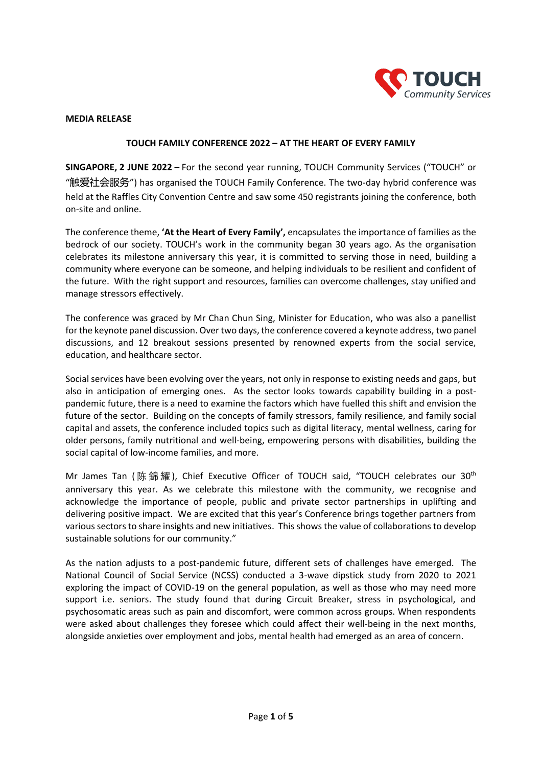**MEDIA RELEASE**

**TOUCH FAMILY CONFERENCE 2022 – AT THE HEART OF EVERY FAMILY**

**SINGAPORE, 2 JUNE 2022** – For the second year running, TOUCH Community Services ("TOUCH" or "触爱社会服务") has organised the TOUCH Family Conference. The two-day hybrid conference was held at the Raffles City Convention Centre and saw some 450 registrants joining the conference, both on-site and online.

The conference theme, **'At the Heart of Every Family',** encapsulates the importance of families as the bedrock of our society. TOUCH's work in the community began 30 years ago. As the organisation celebrates its milestone anniversary this year, it is committed to serving those in need, building a community where everyone can be someone, and helping individuals to be resilient and confident of the future. With the right support and resources, families can overcome challenges, stay unified and manage stressors effectively.

The conference was graced by Mr Chan Chun Sing, Minister for Education, who was also a panellist for the keynote panel discussion. Over two days, the conference covered a keynote address, two panel discussions, and 12 breakout sessions presented by renowned experts from the social service, education, and healthcare sector.

Social services have been evolving over the years, not only in response to existing needs and gaps, but also in anticipation of emerging ones. As the sector looks towards capability building in a post-pandemic future, there is a need to examine the factors which have fuelled this shift and envision the future of the sector. Building on the concepts of family stressors, family resilience, and family social capital and assets, the conference included topics such as digital literacy, mental wellness, caring for older persons, family nutritional and well-being, empowering persons with disabilities, building the social capital of low-income families, and more.

Mr James Tan (陈錦耀), Chief Executive Officer of TOUCH said, "TOUCH celebrates our 30th anniversary this year. As we celebrate this milestone with the community, we recognise and acknowledge the importance of people, public and private sector partnerships in uplifting and delivering positive impact. We are excited that this year's Conference brings together partners from various sectors to share insights and new initiatives. This shows the value of collaborations to develop sustainable solutions for our community."

As the nation adjusts to a post-pandemic future, different sets of challenges have emerged. The National Council of Social Service (NCSS) conducted a 3-wave dipstick study from 2020 to 2021 exploring the impact of COVID-19 on the general population, as well as those who may need more support i.e. seniors. The study found that during Circuit Breaker, stress in psychological, and psychosomatic areas such as pain and discomfort, were common across groups. When respondents were asked about challenges they foresee which could affect their well-being in the next months, alongside anxieties over employment and jobs, mental health had emerged as an area of concern.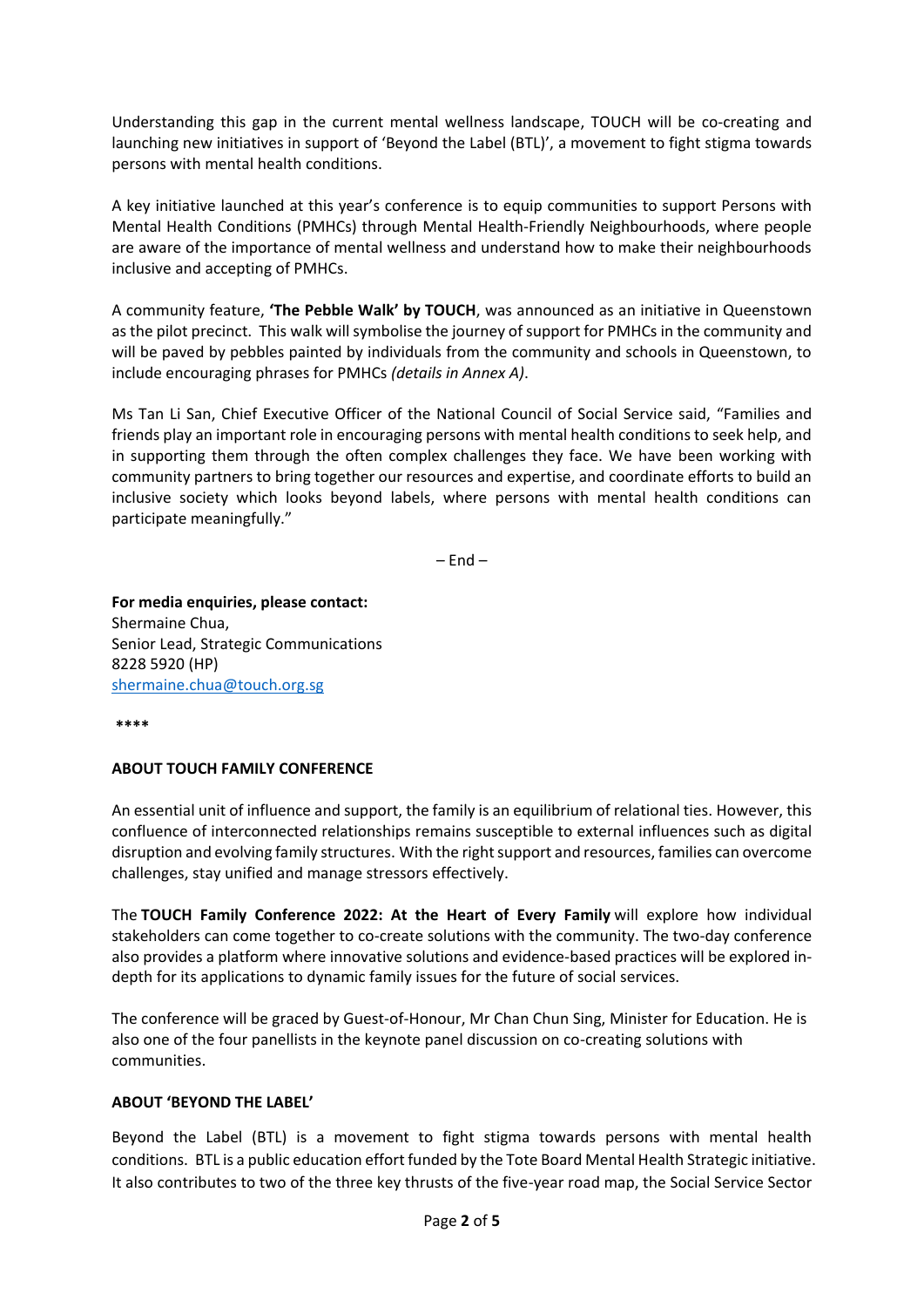Understanding this gap in the current mental wellness landscape, TOUCH will be co-creating and launching new initiatives in support of 'Beyond the Label (BTL)', a movement to fight stigma towards persons with mental health conditions.

A key initiative launched at this year's conference is to equip communities to support Persons with Mental Health Conditions (PMHCs) through Mental Health-Friendly Neighbourhoods, where people are aware of the importance of mental wellness and understand how to make their neighbourhoods inclusive and accepting of PMHCs.

A community feature, **'The Pebble Walk' by TOUCH**, was announced as an initiative in Queenstown as the pilot precinct. This walk will symbolise the journey of support for PMHCs in the community and will be paved by pebbles painted by individuals from the community and schools in Queenstown, to include encouraging phrases for PMHCs *(details in Annex A)*.

Ms Tan Li San, Chief Executive Officer of the National Council of Social Service said, "Families and friends play an important role in encouraging persons with mental health conditions to seek help, and in supporting them through the often complex challenges they face. We have been working with community partners to bring together our resources and expertise, and coordinate efforts to build an inclusive society which looks beyond labels, where persons with mental health conditions can participate meaningfully."

– End –

**For media enquiries, please contact:**
Shermaine Chua,
Senior Lead, Strategic Communications
8228 5920 (HP)
shermaine.chua@touch.org.sg

**\*\*\*\***

**ABOUT TOUCH FAMILY CONFERENCE**

An essential unit of influence and support, the family is an equilibrium of relational ties. However, this confluence of interconnected relationships remains susceptible to external influences such as digital disruption and evolving family structures. With the right support and resources, families can overcome challenges, stay unified and manage stressors effectively.

The **TOUCH Family Conference 2022: At the Heart of Every Family** will explore how individual stakeholders can come together to co-create solutions with the community. The two-day conference also provides a platform where innovative solutions and evidence-based practices will be explored in-depth for its applications to dynamic family issues for the future of social services.

The conference will be graced by Guest-of-Honour, Mr Chan Chun Sing, Minister for Education. He is also one of the four panellists in the keynote panel discussion on co-creating solutions with communities.

**ABOUT 'BEYOND THE LABEL'**

Beyond the Label (BTL) is a movement to fight stigma towards persons with mental health conditions. BTL is a public education effort funded by the Tote Board Mental Health Strategic initiative. It also contributes to two of the three key thrusts of the five-year road map, the Social Service Sector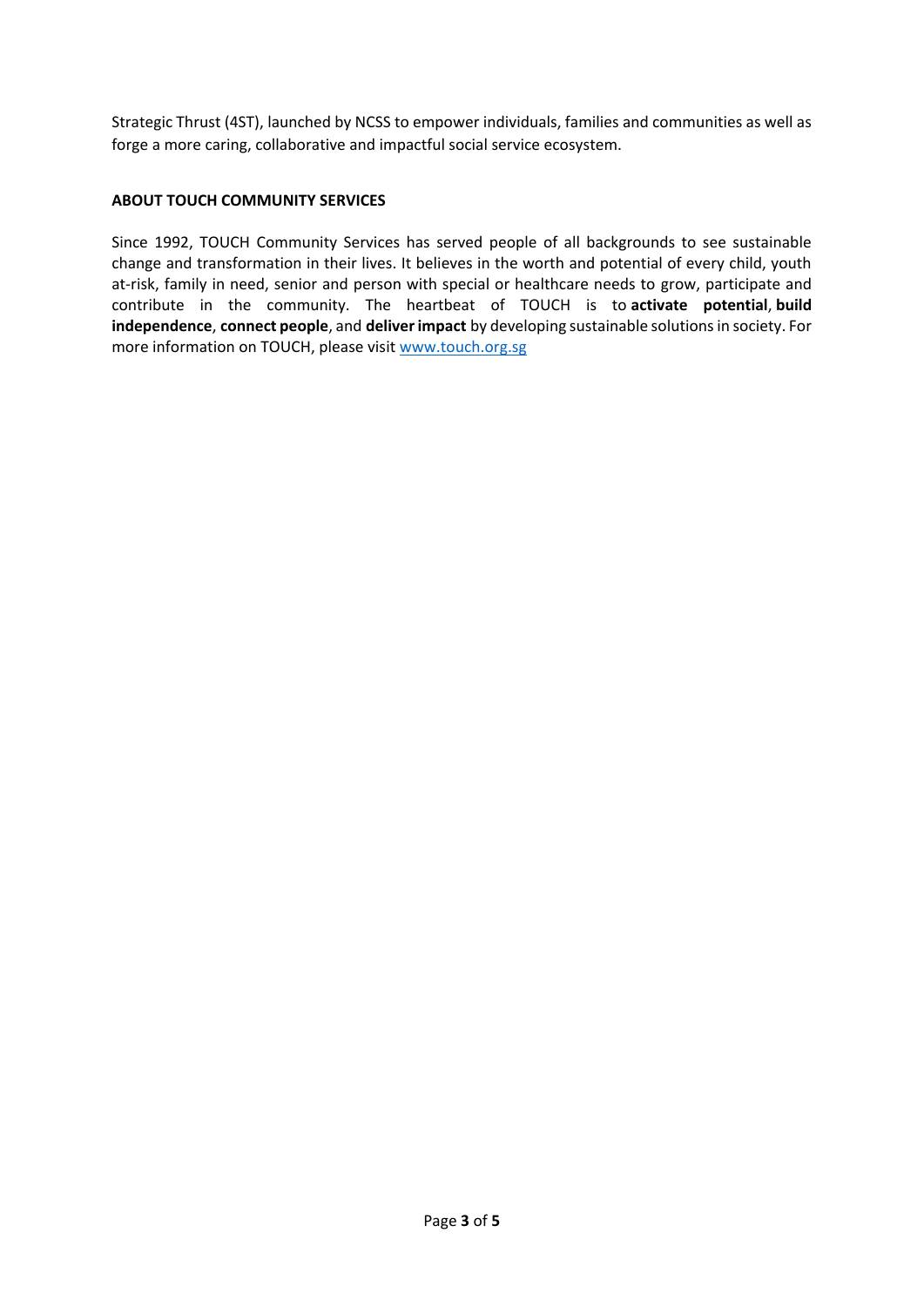Strategic Thrust (4ST), launched by NCSS to empower individuals, families and communities as well as forge a more caring, collaborative and impactful social service ecosystem.

**ABOUT TOUCH COMMUNITY SERVICES**

Since 1992, TOUCH Community Services has served people of all backgrounds to see sustainable change and transformation in their lives. It believes in the worth and potential of every child, youth at-risk, family in need, senior and person with special or healthcare needs to grow, participate and contribute in the community. The heartbeat of TOUCH is to **activate potential**, **build independence**, **connect people**, and **deliver impact** by developing sustainable solutions in society. For more information on TOUCH, please visit [www.touch.org.sg](http://www.touch.org.sg)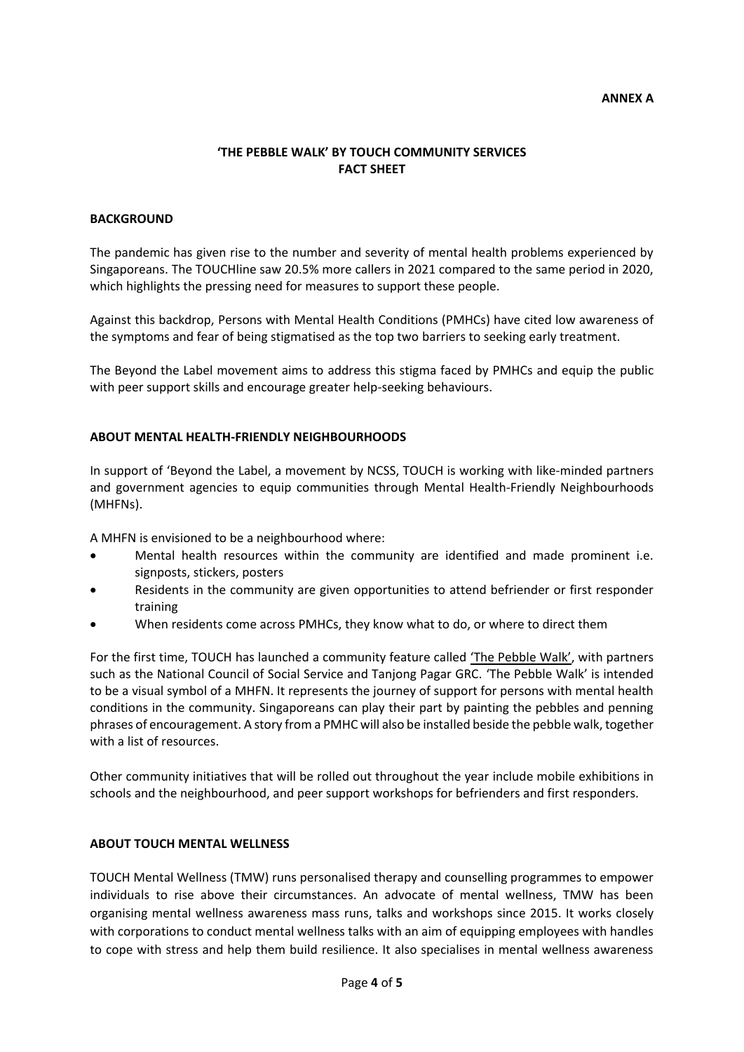**ANNEX A**

# 'THE PEBBLE WALK' BY TOUCH COMMUNITY SERVICES FACT SHEET

## BACKGROUND

The pandemic has given rise to the number and severity of mental health problems experienced by Singaporeans. The TOUCHline saw 20.5% more callers in 2021 compared to the same period in 2020, which highlights the pressing need for measures to support these people.

Against this backdrop, Persons with Mental Health Conditions (PMHCs) have cited low awareness of the symptoms and fear of being stigmatised as the top two barriers to seeking early treatment.

The Beyond the Label movement aims to address this stigma faced by PMHCs and equip the public with peer support skills and encourage greater help-seeking behaviours.

## ABOUT MENTAL HEALTH-FRIENDLY NEIGHBOURHOODS

In support of 'Beyond the Label, a movement by NCSS, TOUCH is working with like-minded partners and government agencies to equip communities through Mental Health-Friendly Neighbourhoods (MHFNs).

A MHFN is envisioned to be a neighbourhood where:

- Mental health resources within the community are identified and made prominent i.e. signposts, stickers, posters
- Residents in the community are given opportunities to attend befriender or first responder training
- When residents come across PMHCs, they know what to do, or where to direct them

For the first time, TOUCH has launched a community feature called 'The Pebble Walk', with partners such as the National Council of Social Service and Tanjong Pagar GRC. 'The Pebble Walk' is intended to be a visual symbol of a MHFN. It represents the journey of support for persons with mental health conditions in the community. Singaporeans can play their part by painting the pebbles and penning phrases of encouragement. A story from a PMHC will also be installed beside the pebble walk, together with a list of resources.

Other community initiatives that will be rolled out throughout the year include mobile exhibitions in schools and the neighbourhood, and peer support workshops for befrienders and first responders.

## ABOUT TOUCH MENTAL WELLNESS

TOUCH Mental Wellness (TMW) runs personalised therapy and counselling programmes to empower individuals to rise above their circumstances. An advocate of mental wellness, TMW has been organising mental wellness awareness mass runs, talks and workshops since 2015. It works closely with corporations to conduct mental wellness talks with an aim of equipping employees with handles to cope with stress and help them build resilience. It also specialises in mental wellness awareness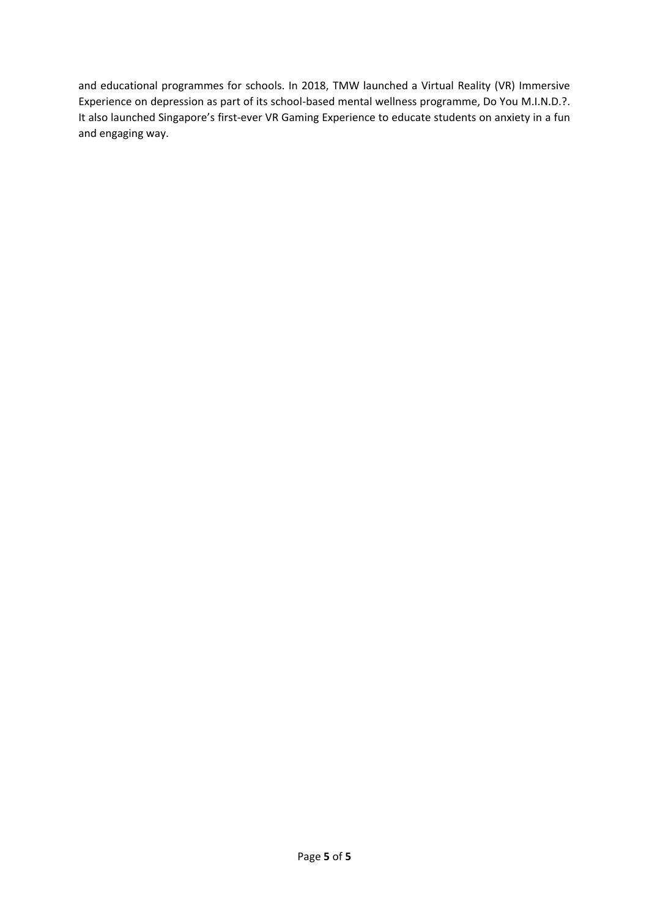and educational programmes for schools. In 2018, TMW launched a Virtual Reality (VR) Immersive Experience on depression as part of its school-based mental wellness programme, Do You M.I.N.D.?. It also launched Singapore's first-ever VR Gaming Experience to educate students on anxiety in a fun and engaging way.